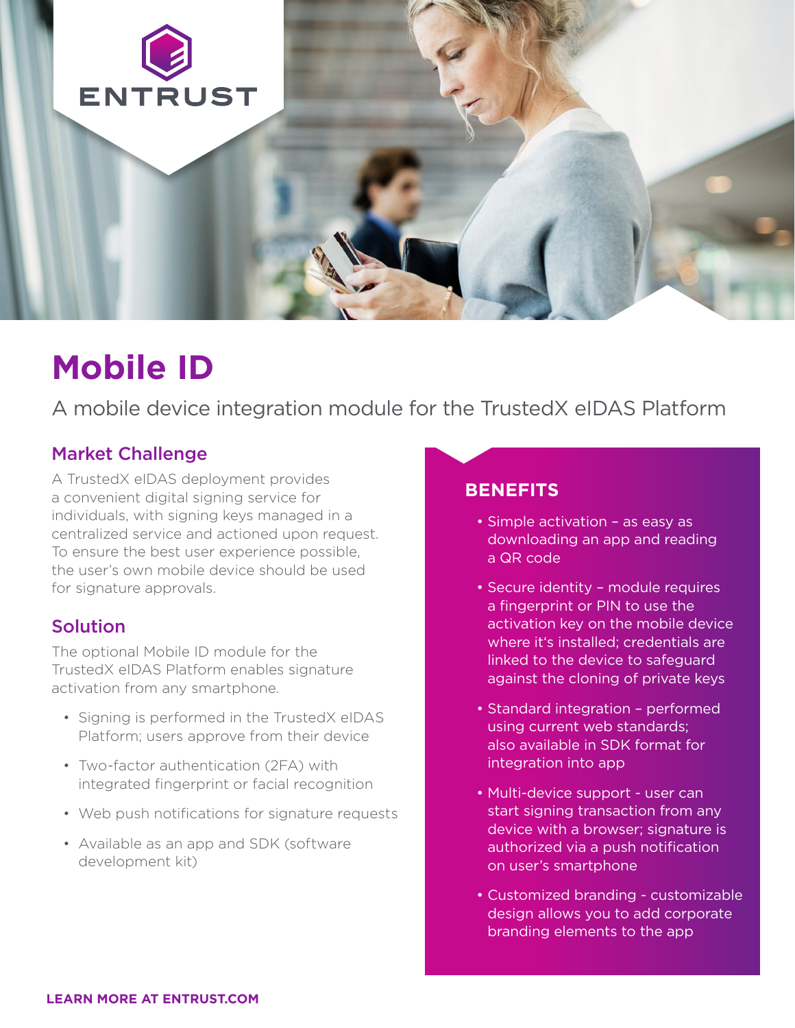ENTRUST

# Mobile ID

A mobile device integration module for the TrustedX eIDAS Platform

## Market Challenge

A TrustedX eIDAS deployment provides a convenient digital signing service for individuals, with signing keys managed in a centralized service and actioned upon request. To ensure the best user experience possible, the user's own mobile device should be used for signature approvals.

## Solution

The optional Mobile ID module for the TrustedX eIDAS Platform enables signature activation from any smartphone.

- Signing is performed in the TrustedX eIDAS Platform; users approve from their device
- Two-factor authentication (2FA) with integrated fingerprint or facial recognition
- Web push notifications for signature requests
- Available as an app and SDK (software development kit)

## BENEFITS

- Simple activation – as easy as downloading an app and reading a QR code
- Secure identity – module requires a fingerprint or PIN to use the activation key on the mobile device where it's installed; credentials are linked to the device to safeguard against the cloning of private keys
- Standard integration – performed using current web standards; also available in SDK format for integration into app
- Multi-device support - user can start signing transaction from any device with a browser; signature is authorized via a push notification on user's smartphone
- Customized branding - customizable design allows you to add corporate branding elements to the app

**LEARN MORE AT ENTRUST.COM**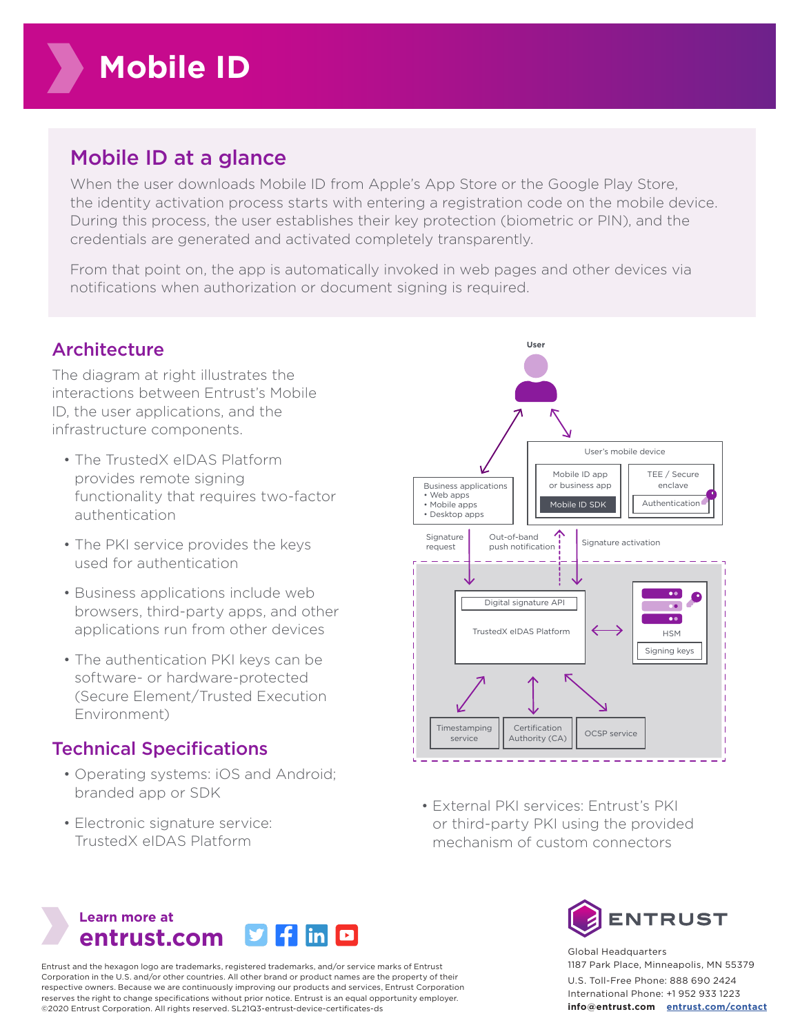# Mobile ID

## Mobile ID at a glance

When the user downloads Mobile ID from Apple's App Store or the Google Play Store, the identity activation process starts with entering a registration code on the mobile device. During this process, the user establishes their key protection (biometric or PIN), and the credentials are generated and activated completely transparently.

From that point on, the app is automatically invoked in web pages and other devices via notifications when authorization or document signing is required.

## Architecture

The diagram at right illustrates the interactions between Entrust's Mobile ID, the user applications, and the infrastructure components.

- The TrustedX eIDAS Platform provides remote signing functionality that requires two-factor authentication
- The PKI service provides the keys used for authentication
- Business applications include web browsers, third-party apps, and other applications run from other devices
- The authentication PKI keys can be software- or hardware-protected (Secure Element/Trusted Execution Environment)

User

User's mobile device

Mobile ID app or business app

Mobile ID SDK

TEE / Secure enclave

Authentication

Business applications
- Web apps
- Mobile apps
- Desktop apps

Signature request

Out-of-band push notification

Signature activation

Digital signature API

TrustedX eIDAS Platform

HSM

Signing keys

Timestamping service

Certification Authority (CA)

OCSP service

## Technical Specifications

- Operating systems: iOS and Android; branded app or SDK
- Electronic signature service: TrustedX eIDAS Platform
- External PKI services: Entrust's PKI or third-party PKI using the provided mechanism of custom connectors

Learn more at
**entrust.com**

ENTRUST

Global Headquarters
1187 Park Place, Minneapolis, MN 55379
U.S. Toll-Free Phone: 888 690 2424
International Phone: +1 952 933 1223
**info@entrust.com** entrust.com/contact

Entrust and the hexagon logo are trademarks, registered trademarks, and/or service marks of Entrust Corporation in the U.S. and/or other countries. All other brand or product names are the property of their respective owners. Because we are continuously improving our products and services, Entrust Corporation reserves the right to change specifications without prior notice. Entrust is an equal opportunity employer. ©2020 Entrust Corporation. All rights reserved. SL21Q3-entrust-device-certificates-ds